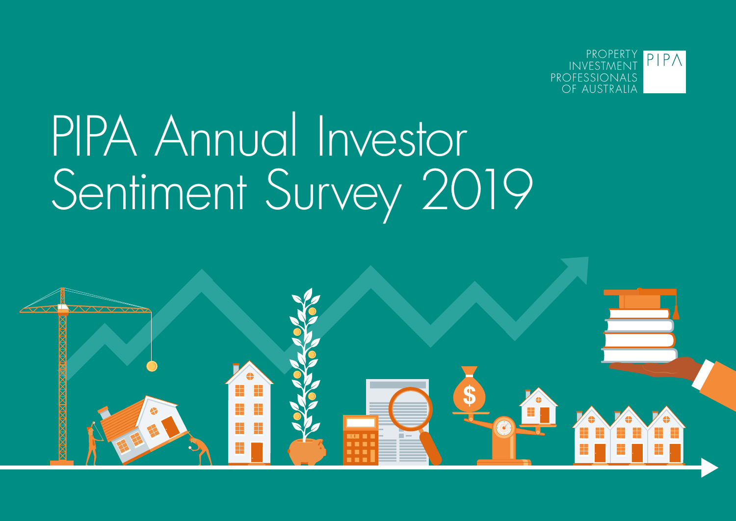PROPERTY INVESTMENT PROFESSIONALS OF AUSTRALIA

PIPA

# PIPA Annual Investor Sentiment Survey 2019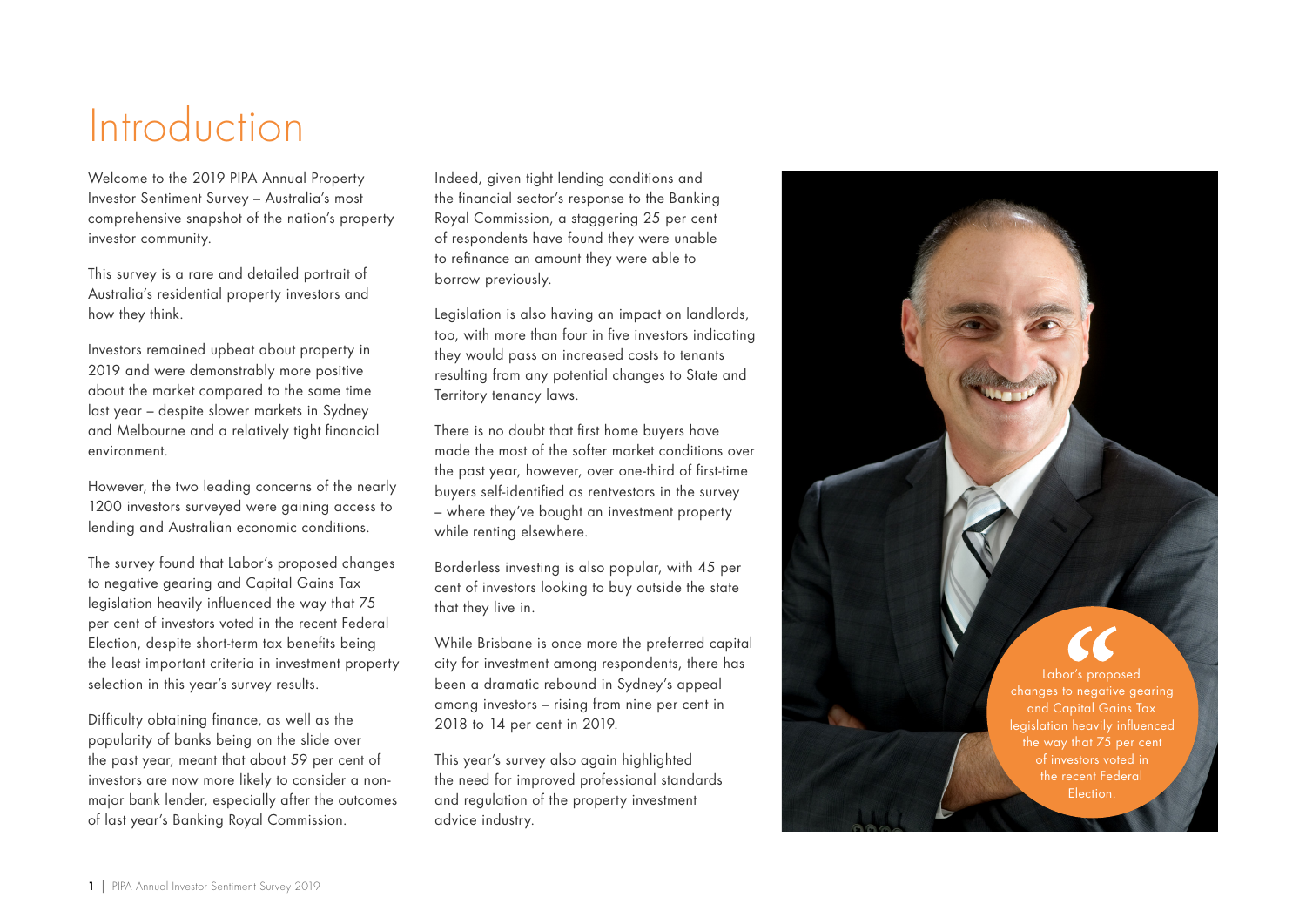# Introduction

Welcome to the 2019 PIPA Annual Property Investor Sentiment Survey – Australia's most comprehensive snapshot of the nation's property investor community.

This survey is a rare and detailed portrait of Australia's residential property investors and how they think.

Investors remained upbeat about property in 2019 and were demonstrably more positive about the market compared to the same time last year – despite slower markets in Sydney and Melbourne and a relatively tight financial environment.

However, the two leading concerns of the nearly 1200 investors surveyed were gaining access to lending and Australian economic conditions.

The survey found that Labor's proposed changes to negative gearing and Capital Gains Tax legislation heavily influenced the way that 75 per cent of investors voted in the recent Federal Election, despite short-term tax benefits being the least important criteria in investment property selection in this year's survey results.

Difficulty obtaining finance, as well as the popularity of banks being on the slide over the past year, meant that about 59 per cent of investors are now more likely to consider a non-major bank lender, especially after the outcomes of last year's Banking Royal Commission.

Indeed, given tight lending conditions and the financial sector's response to the Banking Royal Commission, a staggering 25 per cent of respondents have found they were unable to refinance an amount they were able to borrow previously.

Legislation is also having an impact on landlords, too, with more than four in five investors indicating they would pass on increased costs to tenants resulting from any potential changes to State and Territory tenancy laws.

There is no doubt that first home buyers have made the most of the softer market conditions over the past year, however, over one-third of first-time buyers self-identified as rentvestors in the survey – where they've bought an investment property while renting elsewhere.

Borderless investing is also popular, with 45 per cent of investors looking to buy outside the state that they live in.

While Brisbane is once more the preferred capital city for investment among respondents, there has been a dramatic rebound in Sydney's appeal among investors – rising from nine per cent in 2018 to 14 per cent in 2019.

This year's survey also again highlighted the need for improved professional standards and regulation of the property investment advice industry.

> "Labor's proposed changes to negative gearing and Capital Gains Tax legislation heavily influenced the way that 75 per cent of investors voted in the recent Federal Election.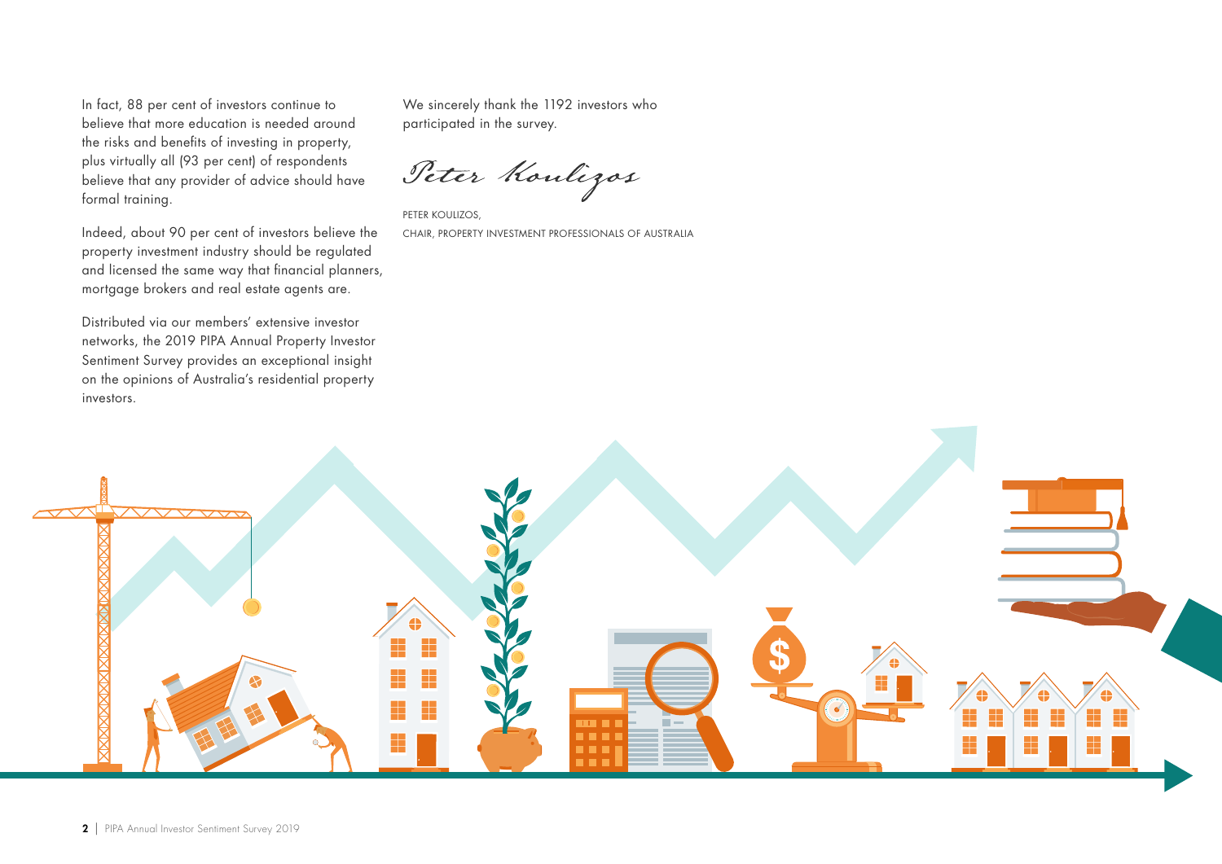In fact, 88 per cent of investors continue to believe that more education is needed around the risks and benefits of investing in property, plus virtually all (93 per cent) of respondents believe that any provider of advice should have formal training.

Indeed, about 90 per cent of investors believe the property investment industry should be regulated and licensed the same way that financial planners, mortgage brokers and real estate agents are.

Distributed via our members' extensive investor networks, the 2019 PIPA Annual Property Investor Sentiment Survey provides an exceptional insight on the opinions of Australia's residential property investors.

We sincerely thank the 1192 investors who participated in the survey.

*Peter Koulizos*

PETER KOULIZOS,
CHAIR, PROPERTY INVESTMENT PROFESSIONALS OF AUSTRALIA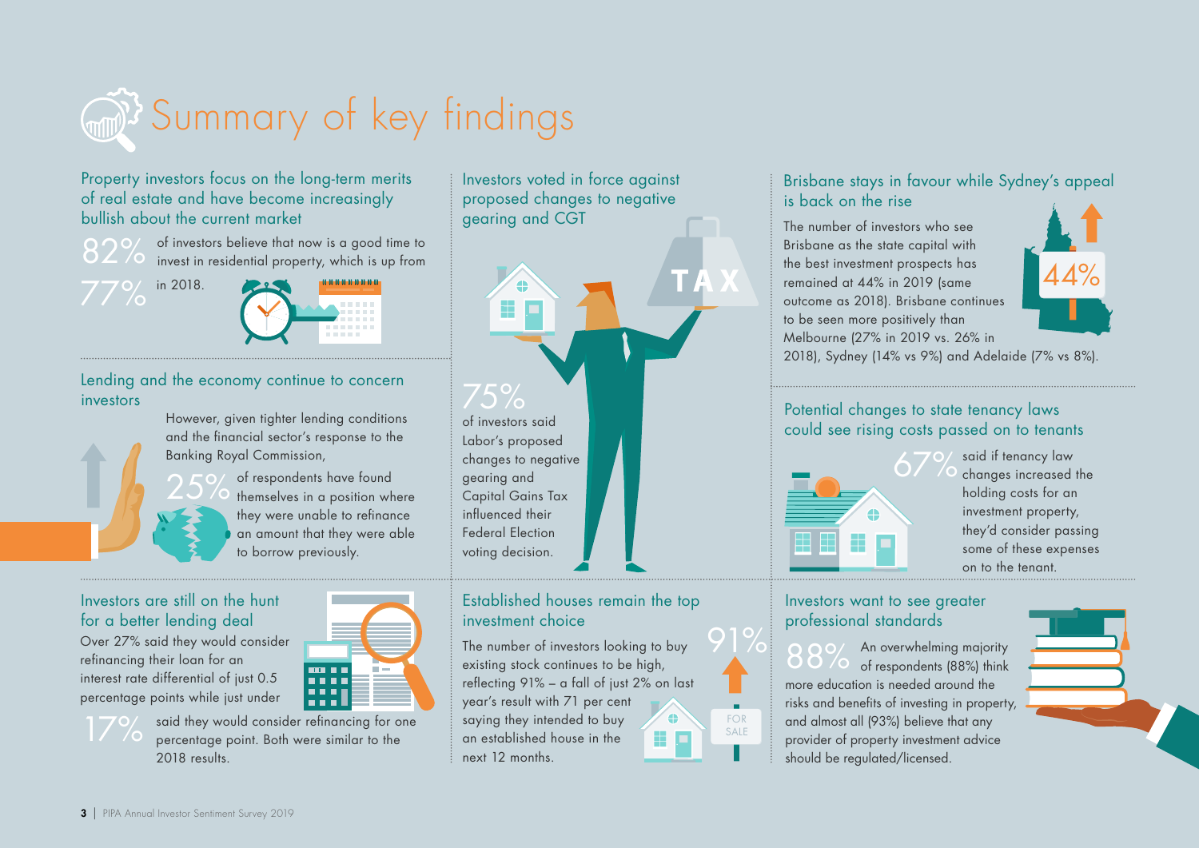# Summary of key findings

## Property investors focus on the long-term merits of real estate and have become increasingly bullish about the current market

82% of investors believe that now is a good time to invest in residential property, which is up from 77% in 2018.

## Lending and the economy continue to concern investors

However, given tighter lending conditions and the financial sector's response to the Banking Royal Commission, 25% of respondents have found themselves in a position where they were unable to refinance an amount that they were able to borrow previously.

## Investors are still on the hunt for a better lending deal

Over 27% said they would consider refinancing their loan for an interest rate differential of just 0.5 percentage points while just under 17% said they would consider refinancing for one percentage point. Both were similar to the 2018 results.

## Investors voted in force against proposed changes to negative gearing and CGT

75% of investors said Labor's proposed changes to negative gearing and Capital Gains Tax influenced their Federal Election voting decision.

## Established houses remain the top investment choice

The number of investors looking to buy existing stock continues to be high, reflecting 91% – a fall of just 2% on last year's result with 71 per cent saying they intended to buy an established house in the next 12 months.

## Brisbane stays in favour while Sydney's appeal is back on the rise

The number of investors who see Brisbane as the state capital with the best investment prospects has remained at 44% in 2019 (same outcome as 2018). Brisbane continues to be seen more positively than Melbourne (27% in 2019 vs. 26% in 2018), Sydney (14% vs 9%) and Adelaide (7% vs 8%).

## Potential changes to state tenancy laws could see rising costs passed on to tenants

67% said if tenancy law changes increased the holding costs for an investment property, they'd consider passing some of these expenses on to the tenant.

## Investors want to see greater professional standards

88% An overwhelming majority of respondents (88%) think more education is needed around the risks and benefits of investing in property, and almost all (93%) believe that any provider of property investment advice should be regulated/licensed.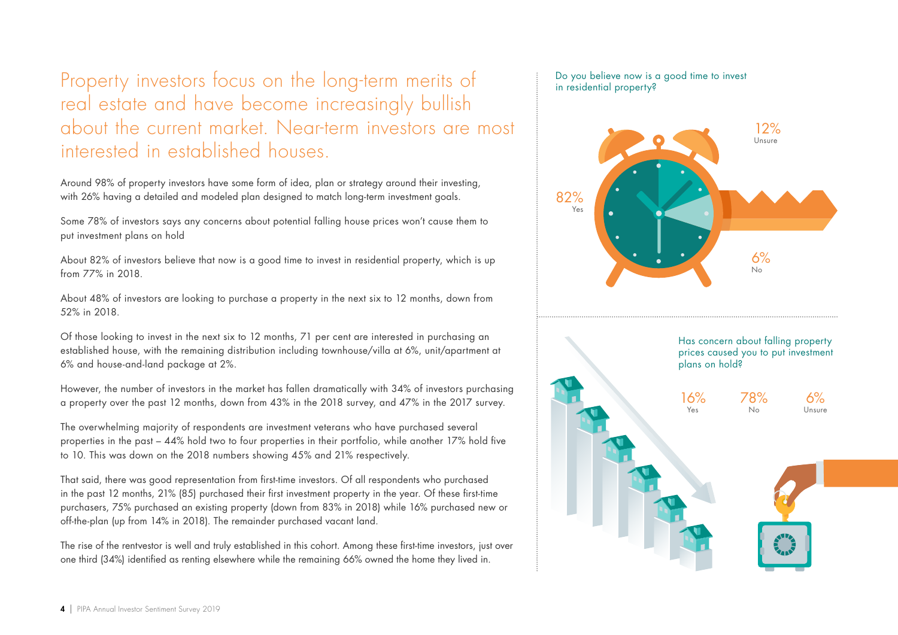# Property investors focus on the long-term merits of real estate and have become increasingly bullish about the current market. Near-term investors are most interested in established houses.

Around 98% of property investors have some form of idea, plan or strategy around their investing, with 26% having a detailed and modeled plan designed to match long-term investment goals.

Some 78% of investors says any concerns about potential falling house prices won't cause them to put investment plans on hold

About 82% of investors believe that now is a good time to invest in residential property, which is up from 77% in 2018.

About 48% of investors are looking to purchase a property in the next six to 12 months, down from 52% in 2018.

Of those looking to invest in the next six to 12 months, 71 per cent are interested in purchasing an established house, with the remaining distribution including townhouse/villa at 6%, unit/apartment at 6% and house-and-land package at 2%.

However, the number of investors in the market has fallen dramatically with 34% of investors purchasing a property over the past 12 months, down from 43% in the 2018 survey, and 47% in the 2017 survey.

The overwhelming majority of respondents are investment veterans who have purchased several properties in the past – 44% hold two to four properties in their portfolio, while another 17% hold five to 10. This was down on the 2018 numbers showing 45% and 21% respectively.

That said, there was good representation from first-time investors. Of all respondents who purchased in the past 12 months, 21% (85) purchased their first investment property in the year. Of these first-time purchasers, 75% purchased an existing property (down from 83% in 2018) while 16% purchased new or off-the-plan (up from 14% in 2018). The remainder purchased vacant land.

The rise of the rentvestor is well and truly established in this cohort. Among these first-time investors, just over one third (34%) identified as renting elsewhere while the remaining 66% owned the home they lived in.

**Do you believe now is a good time to invest in residential property?**

| Yes | No | Unsure |
|---|---|---|
| 82% | 6% | 12% |

**Has concern about falling property prices caused you to put investment plans on hold?**

| Yes | No | Unsure |
|---|---|---|
| 16% | 78% | 6% |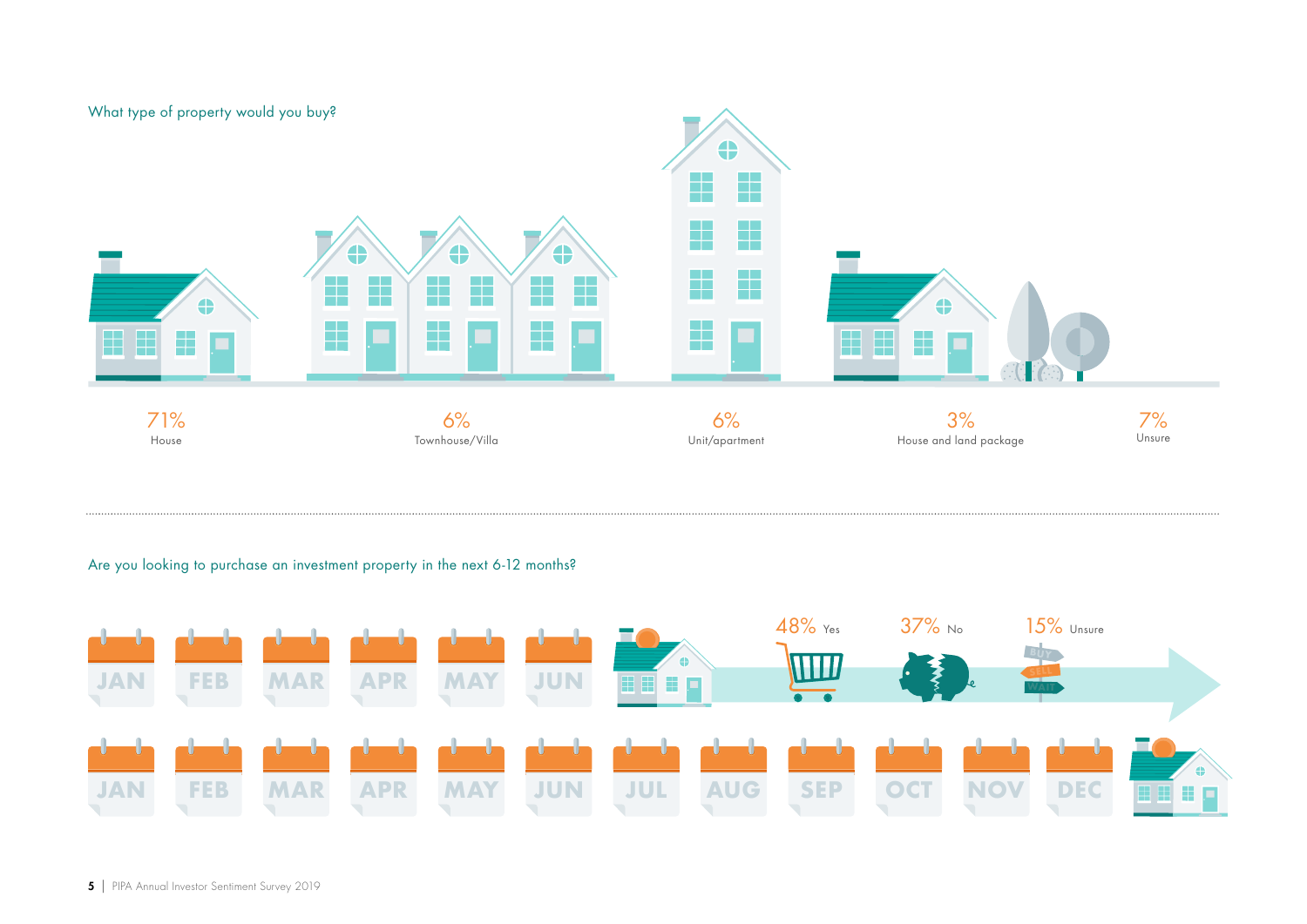## What type of property would you buy?

| 71% | 6% | 6% | 3% | 7% |
|---|---|---|---|---|
| House | Townhouse/Villa | Unit/apartment | House and land package | Unsure |

## Are you looking to purchase an investment property in the next 6-12 months?

- 48% Yes
- 37% No
- 15% Unsure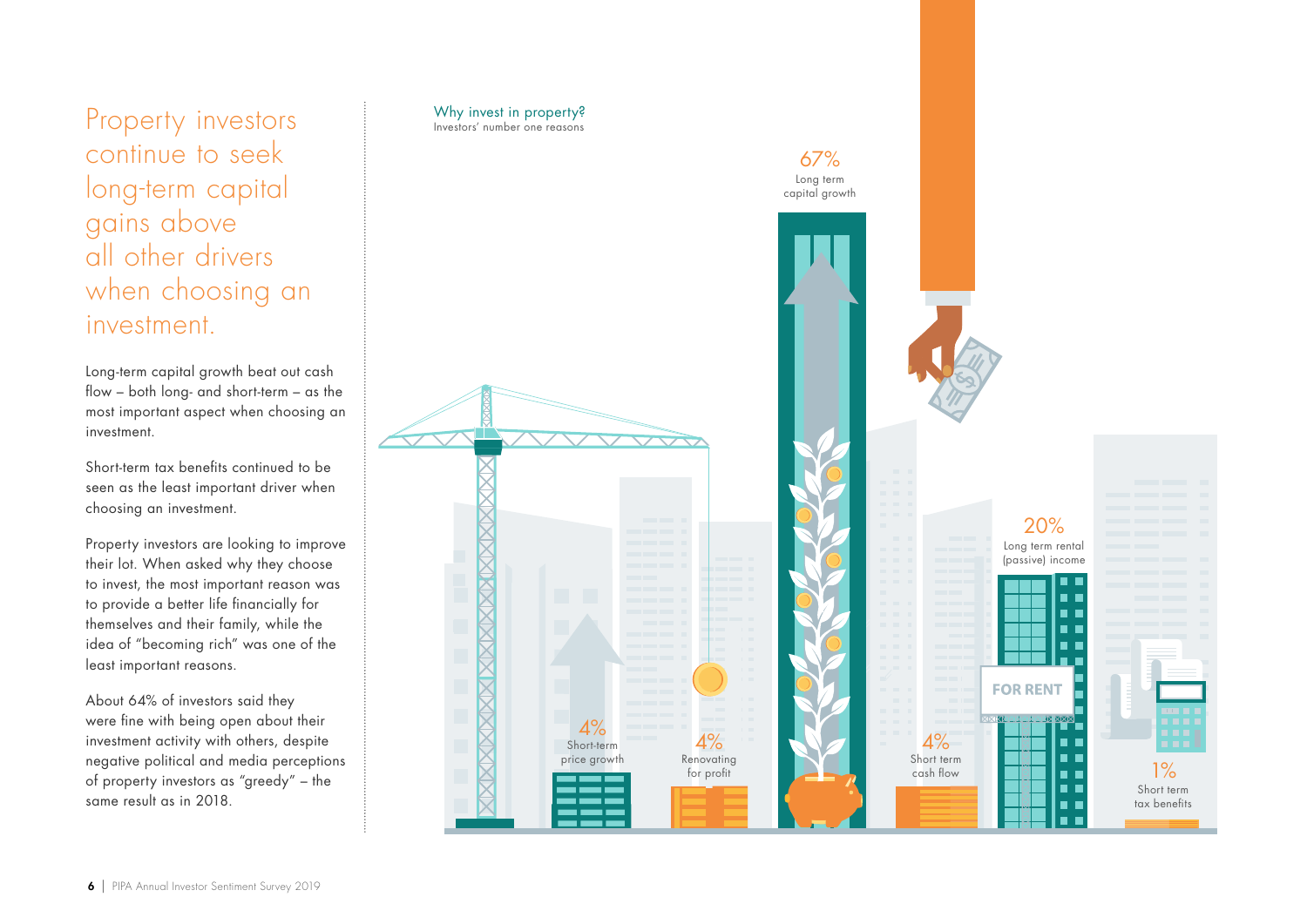# Property investors continue to seek long-term capital gains above all other drivers when choosing an investment.

Long-term capital growth beat out cash flow – both long- and short-term – as the most important aspect when choosing an investment.

Short-term tax benefits continued to be seen as the least important driver when choosing an investment.

Property investors are looking to improve their lot. When asked why they choose to invest, the most important reason was to provide a better life financially for themselves and their family, while the idea of "becoming rich" was one of the least important reasons.

About 64% of investors said they were fine with being open about their investment activity with others, despite negative political and media perceptions of property investors as "greedy" – the same result as in 2018.

## Why invest in property?

Investors' number one reasons

| Reason | Percentage |
|---|---|
| Short-term price growth | 4% |
| Renovating for profit | 4% |
| Long term capital growth | 67% |
| Short term cash flow | 4% |
| Long term rental (passive) income | 20% |
| Short term tax benefits | 1% |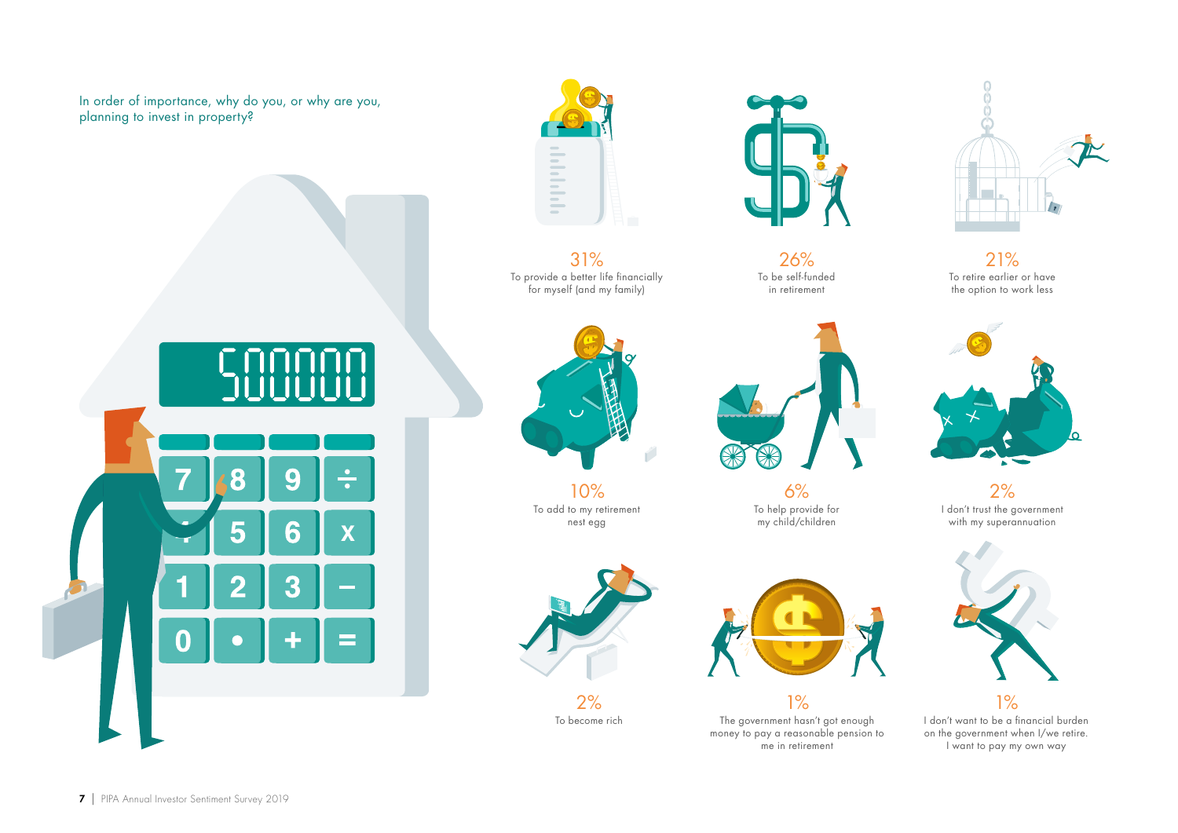In order of importance, why do you, or why are you, planning to invest in property?

31%
To provide a better life financially for myself (and my family)

26%
To be self-funded in retirement

21%
To retire earlier or have the option to work less

10%
To add to my retirement nest egg

6%
To help provide for my child/children

2%
I don't trust the government with my superannuation

2%
To become rich

1%
The government hasn't got enough money to pay a reasonable pension to me in retirement

1%
I don't want to be a financial burden on the government when I/we retire. I want to pay my own way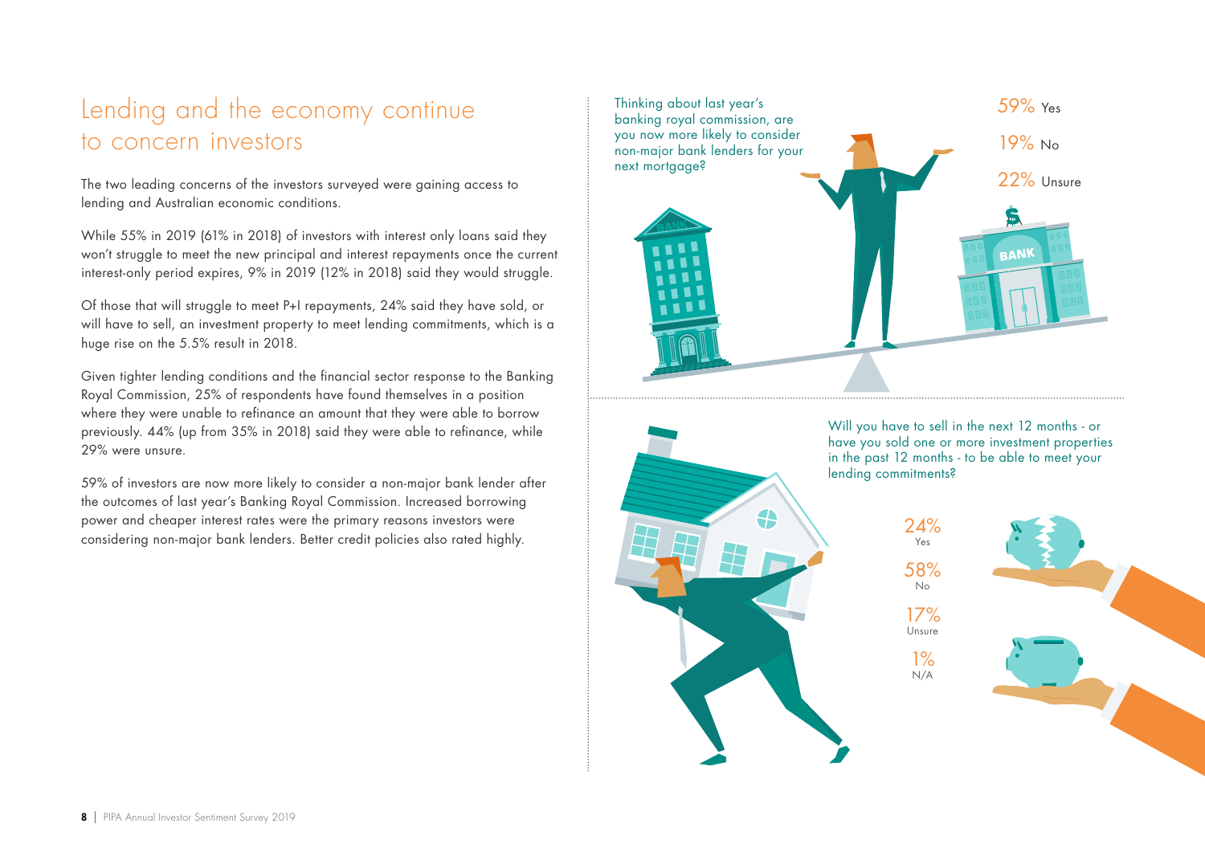# Lending and the economy continue to concern investors

The two leading concerns of the investors surveyed were gaining access to lending and Australian economic conditions.

While 55% in 2019 (61% in 2018) of investors with interest only loans said they won't struggle to meet the new principal and interest repayments once the current interest-only period expires, 9% in 2019 (12% in 2018) said they would struggle.

Of those that will struggle to meet P+I repayments, 24% said they have sold, or will have to sell, an investment property to meet lending commitments, which is a huge rise on the 5.5% result in 2018.

Given tighter lending conditions and the financial sector response to the Banking Royal Commission, 25% of respondents have found themselves in a position where they were unable to refinance an amount that they were able to borrow previously. 44% (up from 35% in 2018) said they were able to refinance, while 29% were unsure.

59% of investors are now more likely to consider a non-major bank lender after the outcomes of last year's Banking Royal Commission. Increased borrowing power and cheaper interest rates were the primary reasons investors were considering non-major bank lenders. Better credit policies also rated highly.

Thinking about last year's banking royal commission, are you now more likely to consider non-major bank lenders for your next mortgage?

59% Yes

19% No

22% Unsure

Will you have to sell in the next 12 months - or have you sold one or more investment properties in the past 12 months - to be able to meet your lending commitments?

24% Yes

58% No

17% Unsure

1% N/A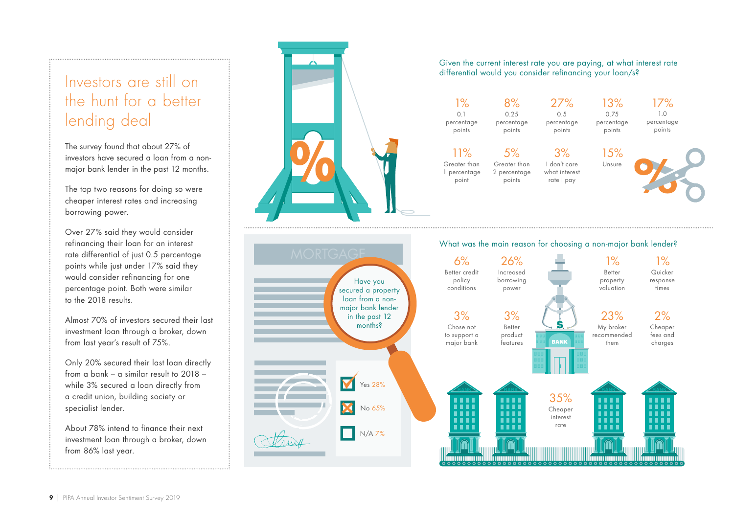# Investors are still on the hunt for a better lending deal

The survey found that about 27% of investors have secured a loan from a non-major bank lender in the past 12 months.

The top two reasons for doing so were cheaper interest rates and increasing borrowing power.

Over 27% said they would consider refinancing their loan for an interest rate differential of just 0.5 percentage points while just under 17% said they would consider refinancing for one percentage point. Both were similar to the 2018 results.

Almost 70% of investors secured their last investment loan through a broker, down from last year's result of 75%.

Only 20% secured their last loan directly from a bank – a similar result to 2018 – while 3% secured a loan directly from a credit union, building society or specialist lender.

About 78% intend to finance their next investment loan through a broker, down from 86% last year.

## Given the current interest rate you are paying, at what interest rate differential would you consider refinancing your loan/s?

| Response | % |
|---|---|
| 0.1 percentage points | 1% |
| 0.25 percentage points | 8% |
| 0.5 percentage points | 27% |
| 0.75 percentage points | 13% |
| 1.0 percentage points | 17% |
| Greater than 1 percentage point | 11% |
| Greater than 2 percentage points | 5% |
| I don't care what interest rate I pay | 3% |
| Unsure | 15% |

## Have you secured a property loan from a non-major bank lender in the past 12 months?

| Response | % |
|---|---|
| Yes | 28% |
| No | 65% |
| N/A | 7% |

## What was the main reason for choosing a non-major bank lender?

| Reason | % |
|---|---|
| Better credit policy conditions | 6% |
| Increased borrowing power | 26% |
| Better property valuation | 1% |
| Quicker response times | 1% |
| Chose not to support a major bank | 3% |
| Better product features | 3% |
| My broker recommended them | 23% |
| Cheaper fees and charges | 2% |
| Cheaper interest rate | 35% |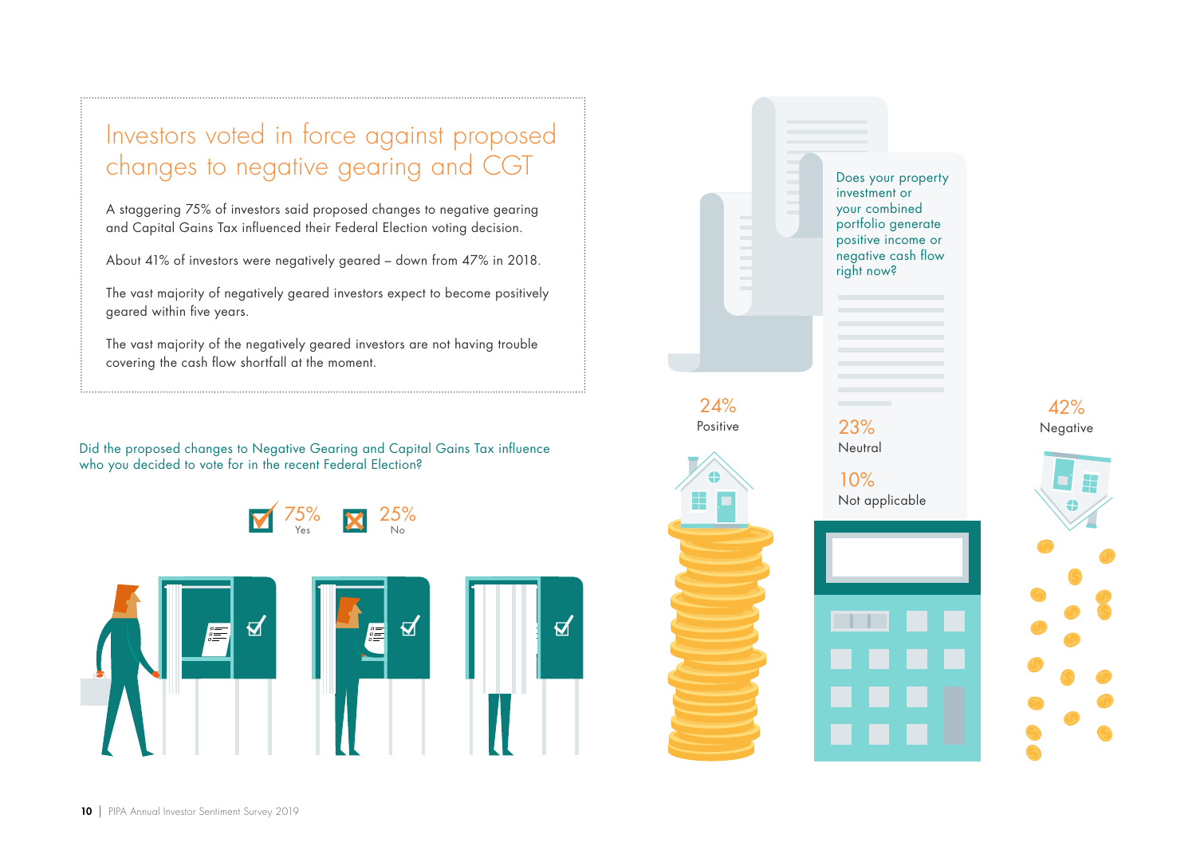## Investors voted in force against proposed changes to negative gearing and CGT

A staggering 75% of investors said proposed changes to negative gearing and Capital Gains Tax influenced their Federal Election voting decision.

About 41% of investors were negatively geared – down from 47% in 2018.

The vast majority of negatively geared investors expect to become positively geared within five years.

The vast majority of the negatively geared investors are not having trouble covering the cash flow shortfall at the moment.

Did the proposed changes to Negative Gearing and Capital Gains Tax influence who you decided to vote for in the recent Federal Election?

75% Yes

25% No

Does your property investment or your combined portfolio generate positive income or negative cash flow right now?

24% Positive

23% Neutral

10% Not applicable

42% Negative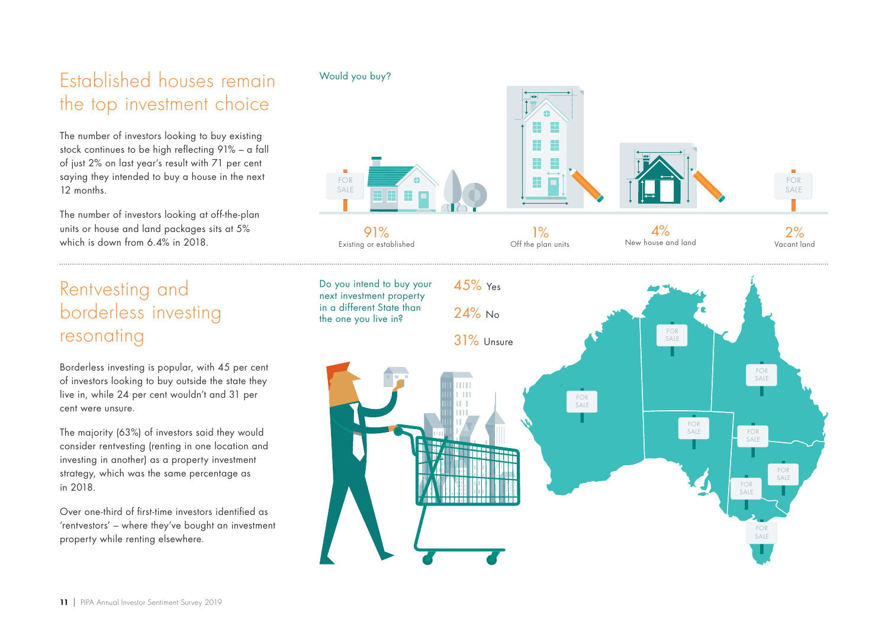## Established houses remain the top investment choice

The number of investors looking to buy existing stock continues to be high reflecting 91% – a fall of just 2% on last year's result with 71 per cent saying they intended to buy a house in the next 12 months.

The number of investors looking at off-the-plan units or house and land packages sits at 5% which is down from 6.4% in 2018.

Would you buy?

| 91% | 1% | 4% | 2% |
|---|---|---|---|
| Existing or established | Off the plan units | New house and land | Vacant land |

## Rentvesting and borderless investing resonating

Borderless investing is popular, with 45 per cent of investors looking to buy outside the state they live in, while 24 per cent wouldn't and 31 per cent were unsure.

The majority (63%) of investors said they would consider rentvesting (renting in one location and investing in another) as a property investment strategy, which was the same percentage as in 2018.

Over one-third of first-time investors identified as 'rentvestors' – where they've bought an investment property while renting elsewhere.

Do you intend to buy your next investment property in a different State than the one you live in?

- 45% Yes
- 24% No
- 31% Unsure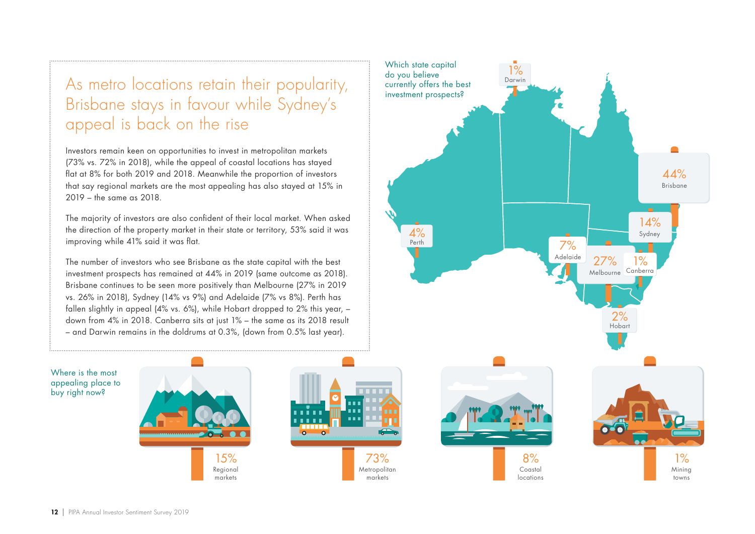# As metro locations retain their popularity, Brisbane stays in favour while Sydney's appeal is back on the rise

Investors remain keen on opportunities to invest in metropolitan markets (73% vs. 72% in 2018), while the appeal of coastal locations has stayed flat at 8% for both 2019 and 2018. Meanwhile the proportion of investors that say regional markets are the most appealing has also stayed at 15% in 2019 – the same as 2018.

The majority of investors are also confident of their local market. When asked the direction of the property market in their state or territory, 53% said it was improving while 41% said it was flat.

The number of investors who see Brisbane as the state capital with the best investment prospects has remained at 44% in 2019 (same outcome as 2018). Brisbane continues to be seen more positively than Melbourne (27% in 2019 vs. 26% in 2018), Sydney (14% vs 9%) and Adelaide (7% vs 8%). Perth has fallen slightly in appeal (4% vs. 6%), while Hobart dropped to 2% this year, – down from 4% in 2018. Canberra sits at just 1% – the same as its 2018 result – and Darwin remains in the doldrums at 0.3%, (down from 0.5% last year).

**Which state capital do you believe currently offers the best investment prospects?**

| State capital | % |
| --- | --- |
| Darwin | 1% |
| Brisbane | 44% |
| Sydney | 14% |
| Perth | 4% |
| Adelaide | 7% |
| Melbourne | 27% |
| Canberra | 1% |
| Hobart | 2% |

**Where is the most appealing place to buy right now?**

| Location | % |
| --- | --- |
| Regional markets | 15% |
| Metropolitan markets | 73% |
| Coastal locations | 8% |
| Mining towns | 1% |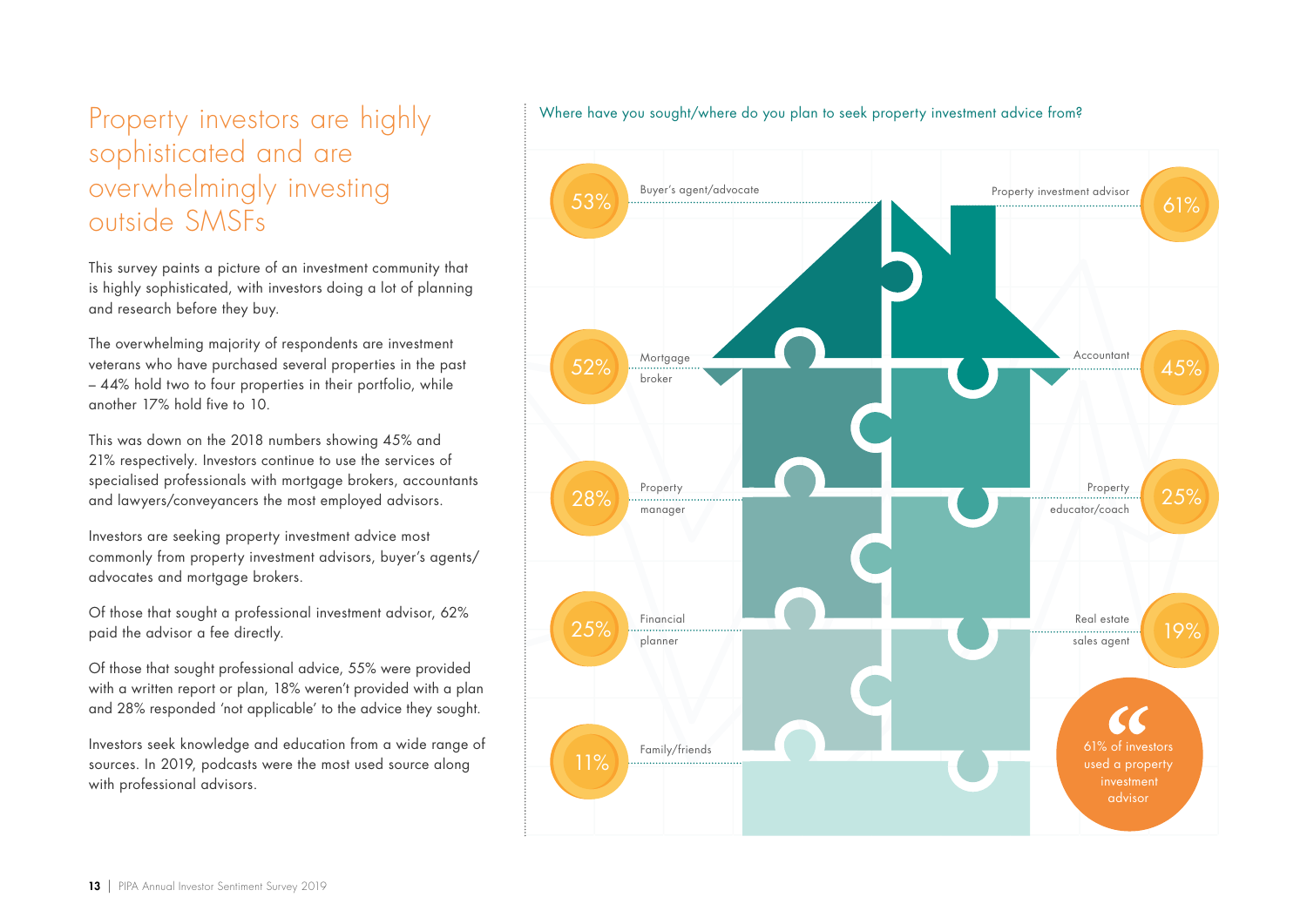## Property investors are highly sophisticated and are overwhelmingly investing outside SMSFs

This survey paints a picture of an investment community that is highly sophisticated, with investors doing a lot of planning and research before they buy.

The overwhelming majority of respondents are investment veterans who have purchased several properties in the past – 44% hold two to four properties in their portfolio, while another 17% hold five to 10.

This was down on the 2018 numbers showing 45% and 21% respectively. Investors continue to use the services of specialised professionals with mortgage brokers, accountants and lawyers/conveyancers the most employed advisors.

Investors are seeking property investment advice most commonly from property investment advisors, buyer's agents/advocates and mortgage brokers.

Of those that sought a professional investment advisor, 62% paid the advisor a fee directly.

Of those that sought professional advice, 55% were provided with a written report or plan, 18% weren't provided with a plan and 28% responded 'not applicable' to the advice they sought.

Investors seek knowledge and education from a wide range of sources. In 2019, podcasts were the most used source along with professional advisors.

Where have you sought/where do you plan to seek property investment advice from?

| Source | % |
|---|---|
| Property investment advisor | 61% |
| Buyer's agent/advocate | 53% |
| Mortgage broker | 52% |
| Accountant | 45% |
| Property manager | 28% |
| Property educator/coach | 25% |
| Financial planner | 25% |
| Real estate sales agent | 19% |
| Family/friends | 11% |

" 61% of investors used a property investment advisor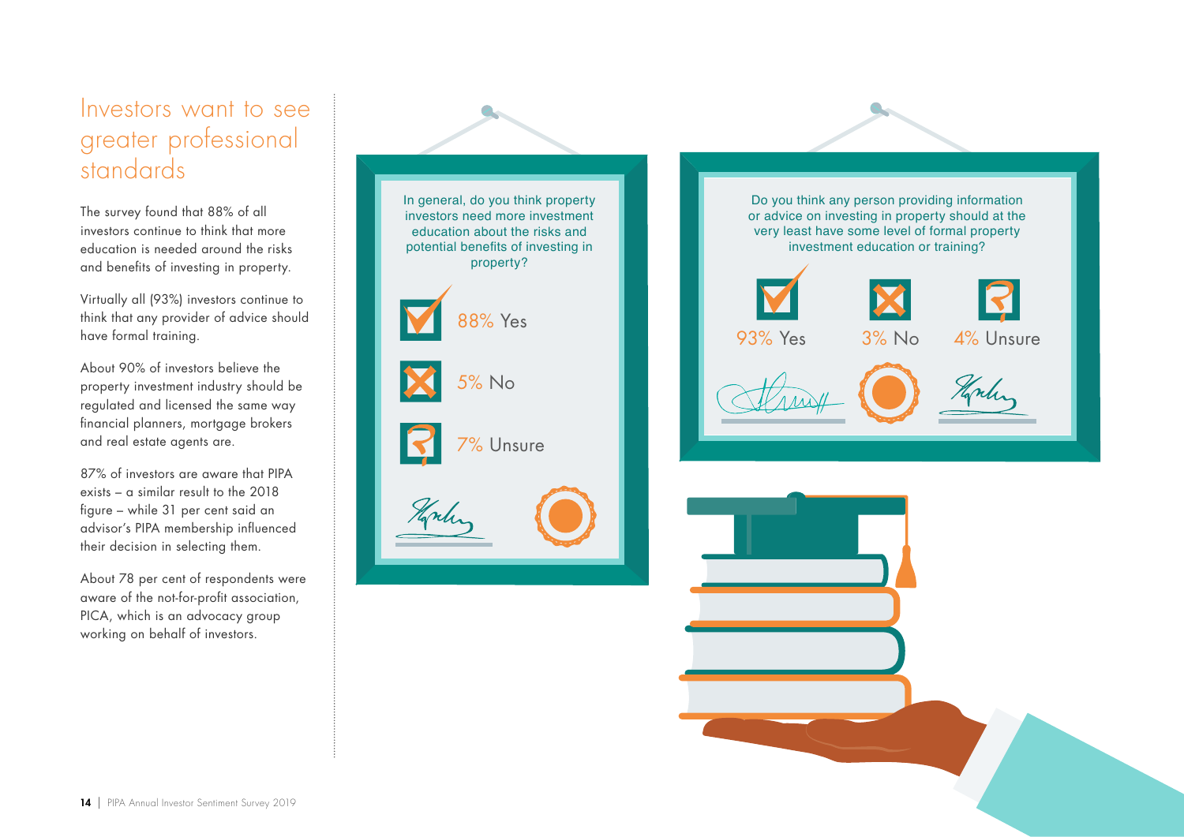# Investors want to see greater professional standards

The survey found that 88% of all investors continue to think that more education is needed around the risks and benefits of investing in property.

Virtually all (93%) investors continue to think that any provider of advice should have formal training.

About 90% of investors believe the property investment industry should be regulated and licensed the same way financial planners, mortgage brokers and real estate agents are.

87% of investors are aware that PIPA exists – a similar result to the 2018 figure – while 31 per cent said an advisor's PIPA membership influenced their decision in selecting them.

About 78 per cent of respondents were aware of the not-for-profit association, PICA, which is an advocacy group working on behalf of investors.

In general, do you think property investors need more investment education about the risks and potential benefits of investing in property?

- 88% Yes
- 5% No
- 7% Unsure

Do you think any person providing information or advice on investing in property should at the very least have some level of formal property investment education or training?

- 93% Yes
- 3% No
- 4% Unsure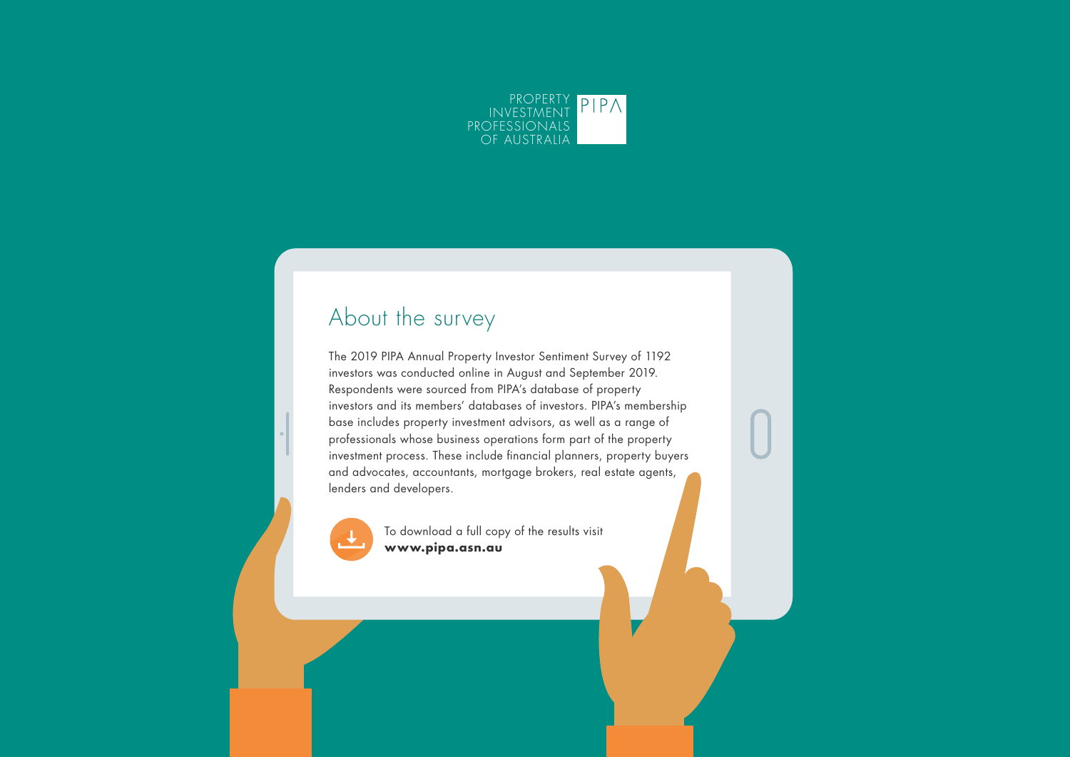PROPERTY INVESTMENT PROFESSIONALS OF AUSTRALIA

PIPA

## About the survey

The 2019 PIPA Annual Property Investor Sentiment Survey of 1192 investors was conducted online in August and September 2019. Respondents were sourced from PIPA's database of property investors and its members' databases of investors. PIPA's membership base includes property investment advisors, as well as a range of professionals whose business operations form part of the property investment process. These include financial planners, property buyers and advocates, accountants, mortgage brokers, real estate agents, lenders and developers.

To download a full copy of the results visit **www.pipa.asn.au**